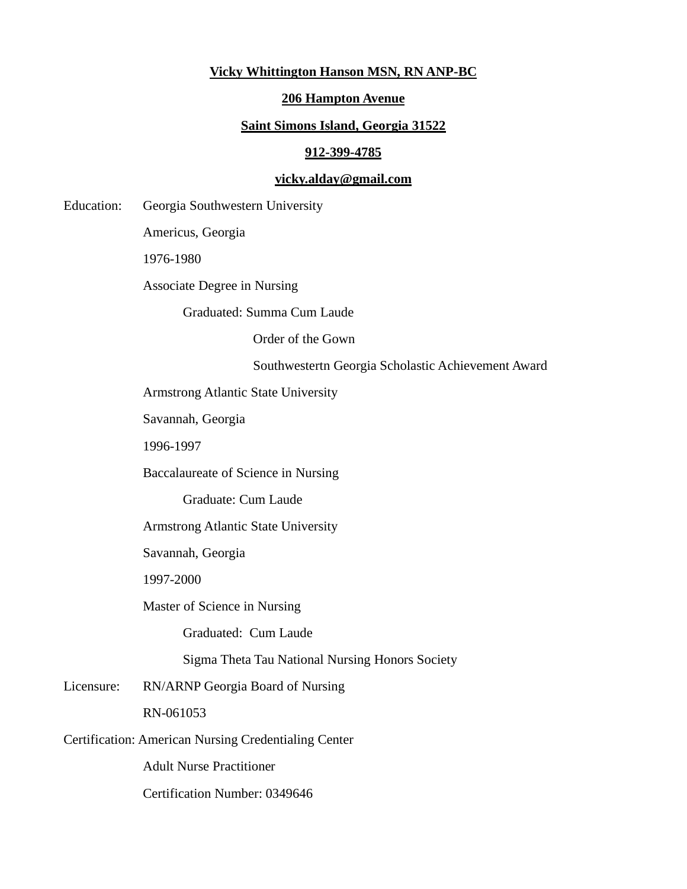**Vicky Whittington Hanson MSN, RN ANP-BC**

**206 Hampton Avenue**

**Saint Simons Island, Georgia 31522**

**912-399-4785**

**vicky.alday@gmail.com**

Education: Georgia Southwestern University

Americus, Georgia

1976-1980

Associate Degree in Nursing

Graduated: Summa Cum Laude

Order of the Gown

Southwestertn Georgia Scholastic Achievement Award

Armstrong Atlantic State University

Savannah, Georgia

1996-1997

Baccalaureate of Science in Nursing

Graduate: Cum Laude

Armstrong Atlantic State University

Savannah, Georgia

1997-2000

Master of Science in Nursing

Graduated: Cum Laude

Sigma Theta Tau National Nursing Honors Society

Licensure: RN/ARNP Georgia Board of Nursing

RN-061053

Certification: American Nursing Credentialing Center

Adult Nurse Practitioner

Certification Number: 0349646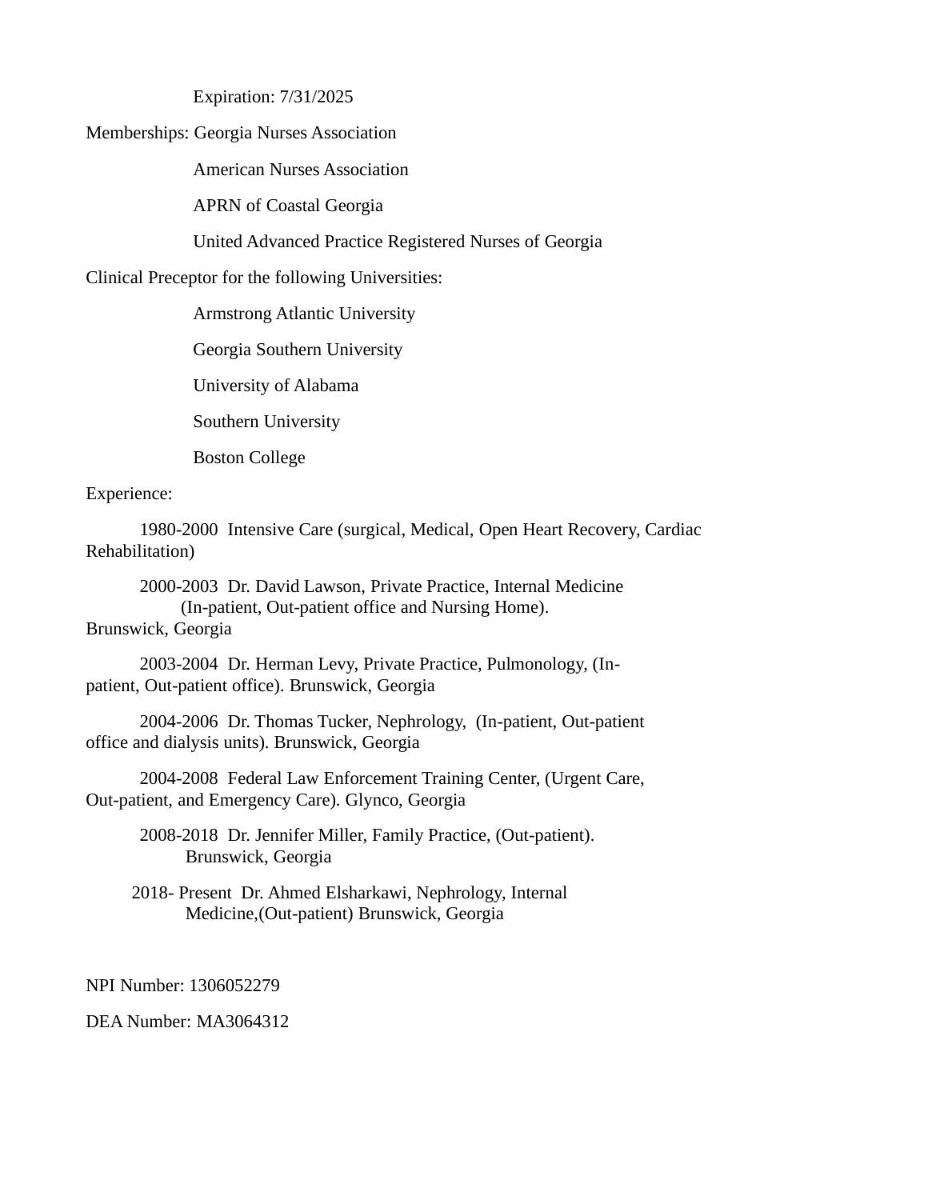Expiration: 7/31/2025

Memberships: Georgia Nurses Association

American Nurses Association

APRN of Coastal Georgia

United Advanced Practice Registered Nurses of Georgia

Clinical Preceptor for the following Universities:

Armstrong Atlantic University

Georgia Southern University

University of Alabama

Southern University

Boston College

Experience:

1980-2000 Intensive Care (surgical, Medical, Open Heart Recovery, Cardiac Rehabilitation)

2000-2003 Dr. David Lawson, Private Practice, Internal Medicine (In-patient, Out-patient office and Nursing Home). Brunswick, Georgia

2003-2004 Dr. Herman Levy, Private Practice, Pulmonology, (In-patient, Out-patient office). Brunswick, Georgia

2004-2006 Dr. Thomas Tucker, Nephrology, (In-patient, Out-patient office and dialysis units). Brunswick, Georgia

2004-2008 Federal Law Enforcement Training Center, (Urgent Care, Out-patient, and Emergency Care). Glynco, Georgia

2008-2018 Dr. Jennifer Miller, Family Practice, (Out-patient). Brunswick, Georgia

2018- Present Dr. Ahmed Elsharkawi, Nephrology, Internal Medicine,(Out-patient) Brunswick, Georgia

NPI Number: 1306052279

DEA Number: MA3064312